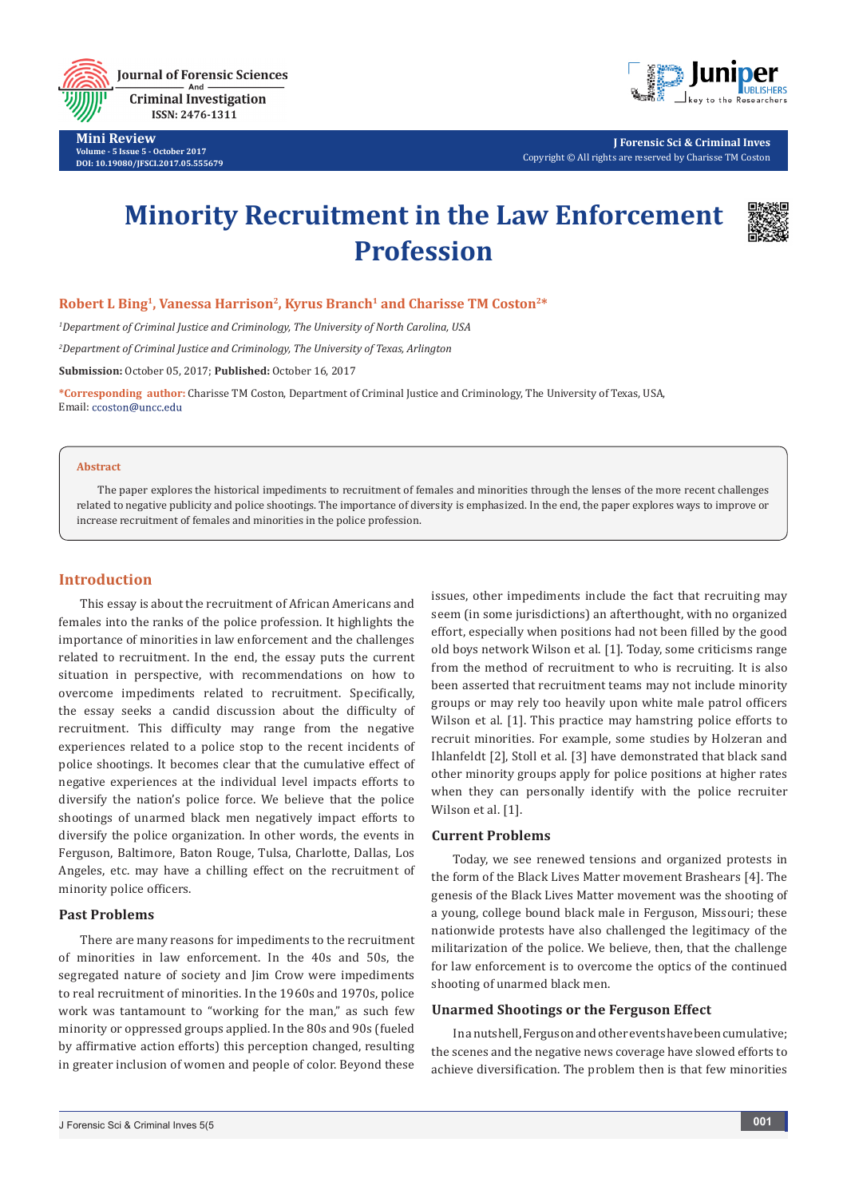Mini Review

Volume - 5 Issue 5 - October 2017

DOI: 10.19080/JFSCI.2017.05.555679

J Forensic Sci & Criminal Inves

Copyright © All rights are reserved by Charisse TM Coston

# Minority Recruitment in the Law Enforcement Profession

**Robert L Bing[1], Vanessa Harrison[2], Kyrus Branch[1] and Charisse TM Coston[2]***

*[1]Department of Criminal Justice and Criminology, The University of North Carolina, USA*

*[2]Department of Criminal Justice and Criminology, The University of Texas, Arlington*

**Submission:** October 05, 2017; **Published:** October 16, 2017

***Corresponding author:** Charisse TM Coston, Department of Criminal Justice and Criminology, The University of Texas, USA, Email: ccoston@uncc.edu

**Abstract**

The paper explores the historical impediments to recruitment of females and minorities through the lenses of the more recent challenges related to negative publicity and police shootings. The importance of diversity is emphasized. In the end, the paper explores ways to improve or increase recruitment of females and minorities in the police profession.

## Introduction

This essay is about the recruitment of African Americans and females into the ranks of the police profession. It highlights the importance of minorities in law enforcement and the challenges related to recruitment. In the end, the essay puts the current situation in perspective, with recommendations on how to overcome impediments related to recruitment. Specifically, the essay seeks a candid discussion about the difficulty of recruitment. This difficulty may range from the negative experiences related to a police stop to the recent incidents of police shootings. It becomes clear that the cumulative effect of negative experiences at the individual level impacts efforts to diversify the nation's police force. We believe that the police shootings of unarmed black men negatively impact efforts to diversify the police organization. In other words, the events in Ferguson, Baltimore, Baton Rouge, Tulsa, Charlotte, Dallas, Los Angeles, etc. may have a chilling effect on the recruitment of minority police officers.

### Past Problems

There are many reasons for impediments to the recruitment of minorities in law enforcement. In the 40s and 50s, the segregated nature of society and Jim Crow were impediments to real recruitment of minorities. In the 1960s and 1970s, police work was tantamount to "working for the man," as such few minority or oppressed groups applied. In the 80s and 90s (fueled by affirmative action efforts) this perception changed, resulting in greater inclusion of women and people of color. Beyond these issues, other impediments include the fact that recruiting may seem (in some jurisdictions) an afterthought, with no organized effort, especially when positions had not been filled by the good old boys network Wilson et al. [1]. Today, some criticisms range from the method of recruitment to who is recruiting. It is also been asserted that recruitment teams may not include minority groups or may rely too heavily upon white male patrol officers Wilson et al. [1]. This practice may hamstring police efforts to recruit minorities. For example, some studies by Holzeran and Ihlanfeldt [2], Stoll et al. [3] have demonstrated that black sand other minority groups apply for police positions at higher rates when they can personally identify with the police recruiter Wilson et al. [1].

### Current Problems

Today, we see renewed tensions and organized protests in the form of the Black Lives Matter movement Brashears [4]. The genesis of the Black Lives Matter movement was the shooting of a young, college bound black male in Ferguson, Missouri; these nationwide protests have also challenged the legitimacy of the militarization of the police. We believe, then, that the challenge for law enforcement is to overcome the optics of the continued shooting of unarmed black men.

### Unarmed Shootings or the Ferguson Effect

In a nutshell, Ferguson and other events have been cumulative; the scenes and the negative news coverage have slowed efforts to achieve diversification. The problem then is that few minorities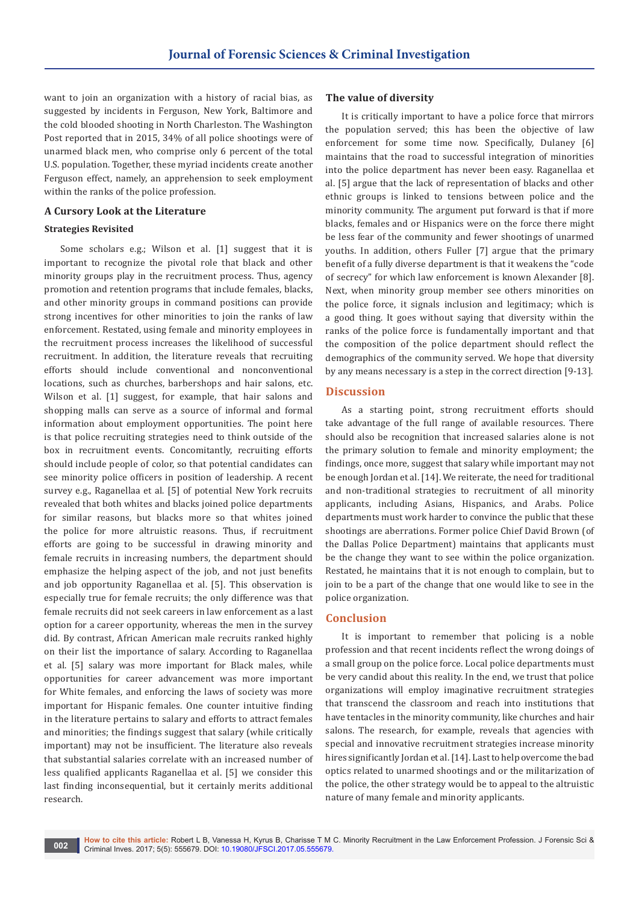want to join an organization with a history of racial bias, as suggested by incidents in Ferguson, New York, Baltimore and the cold blooded shooting in North Charleston. The Washington Post reported that in 2015, 34% of all police shootings were of unarmed black men, who comprise only 6 percent of the total U.S. population. Together, these myriad incidents create another Ferguson effect, namely, an apprehension to seek employment within the ranks of the police profession.

## A Cursory Look at the Literature

### Strategies Revisited

Some scholars e.g.; Wilson et al. [1] suggest that it is important to recognize the pivotal role that black and other minority groups play in the recruitment process. Thus, agency promotion and retention programs that include females, blacks, and other minority groups in command positions can provide strong incentives for other minorities to join the ranks of law enforcement. Restated, using female and minority employees in the recruitment process increases the likelihood of successful recruitment. In addition, the literature reveals that recruiting efforts should include conventional and nonconventional locations, such as churches, barbershops and hair salons, etc. Wilson et al. [1] suggest, for example, that hair salons and shopping malls can serve as a source of informal and formal information about employment opportunities. The point here is that police recruiting strategies need to think outside of the box in recruitment events. Concomitantly, recruiting efforts should include people of color, so that potential candidates can see minority police officers in position of leadership. A recent survey e.g., Raganellaa et al. [5] of potential New York recruits revealed that both whites and blacks joined police departments for similar reasons, but blacks more so that whites joined the police for more altruistic reasons. Thus, if recruitment efforts are going to be successful in drawing minority and female recruits in increasing numbers, the department should emphasize the helping aspect of the job, and not just benefits and job opportunity Raganellaa et al. [5]. This observation is especially true for female recruits; the only difference was that female recruits did not seek careers in law enforcement as a last option for a career opportunity, whereas the men in the survey did. By contrast, African American male recruits ranked highly on their list the importance of salary. According to Raganellaa et al. [5] salary was more important for Black males, while opportunities for career advancement was more important for White females, and enforcing the laws of society was more important for Hispanic females. One counter intuitive finding in the literature pertains to salary and efforts to attract females and minorities; the findings suggest that salary (while critically important) may not be insufficient. The literature also reveals that substantial salaries correlate with an increased number of less qualified applicants Raganellaa et al. [5] we consider this last finding inconsequential, but it certainly merits additional research.

### The value of diversity

It is critically important to have a police force that mirrors the population served; this has been the objective of law enforcement for some time now. Specifically, Dulaney [6] maintains that the road to successful integration of minorities into the police department has never been easy. Raganellaa et al. [5] argue that the lack of representation of blacks and other ethnic groups is linked to tensions between police and the minority community. The argument put forward is that if more blacks, females and or Hispanics were on the force there might be less fear of the community and fewer shootings of unarmed youths. In addition, others Fuller [7] argue that the primary benefit of a fully diverse department is that it weakens the "code of secrecy" for which law enforcement is known Alexander [8]. Next, when minority group member see others minorities on the police force, it signals inclusion and legitimacy; which is a good thing. It goes without saying that diversity within the ranks of the police force is fundamentally important and that the composition of the police department should reflect the demographics of the community served. We hope that diversity by any means necessary is a step in the correct direction [9-13].

## Discussion

As a starting point, strong recruitment efforts should take advantage of the full range of available resources. There should also be recognition that increased salaries alone is not the primary solution to female and minority employment; the findings, once more, suggest that salary while important may not be enough Jordan et al. [14]. We reiterate, the need for traditional and non-traditional strategies to recruitment of all minority applicants, including Asians, Hispanics, and Arabs. Police departments must work harder to convince the public that these shootings are aberrations. Former police Chief David Brown (of the Dallas Police Department) maintains that applicants must be the change they want to see within the police organization. Restated, he maintains that it is not enough to complain, but to join to be a part of the change that one would like to see in the police organization.

## Conclusion

It is important to remember that policing is a noble profession and that recent incidents reflect the wrong doings of a small group on the police force. Local police departments must be very candid about this reality. In the end, we trust that police organizations will employ imaginative recruitment strategies that transcend the classroom and reach into institutions that have tentacles in the minority community, like churches and hair salons. The research, for example, reveals that agencies with special and innovative recruitment strategies increase minority hires significantly Jordan et al. [14]. Last to help overcome the bad optics related to unarmed shootings and or the militarization of the police, the other strategy would be to appeal to the altruistic nature of many female and minority applicants.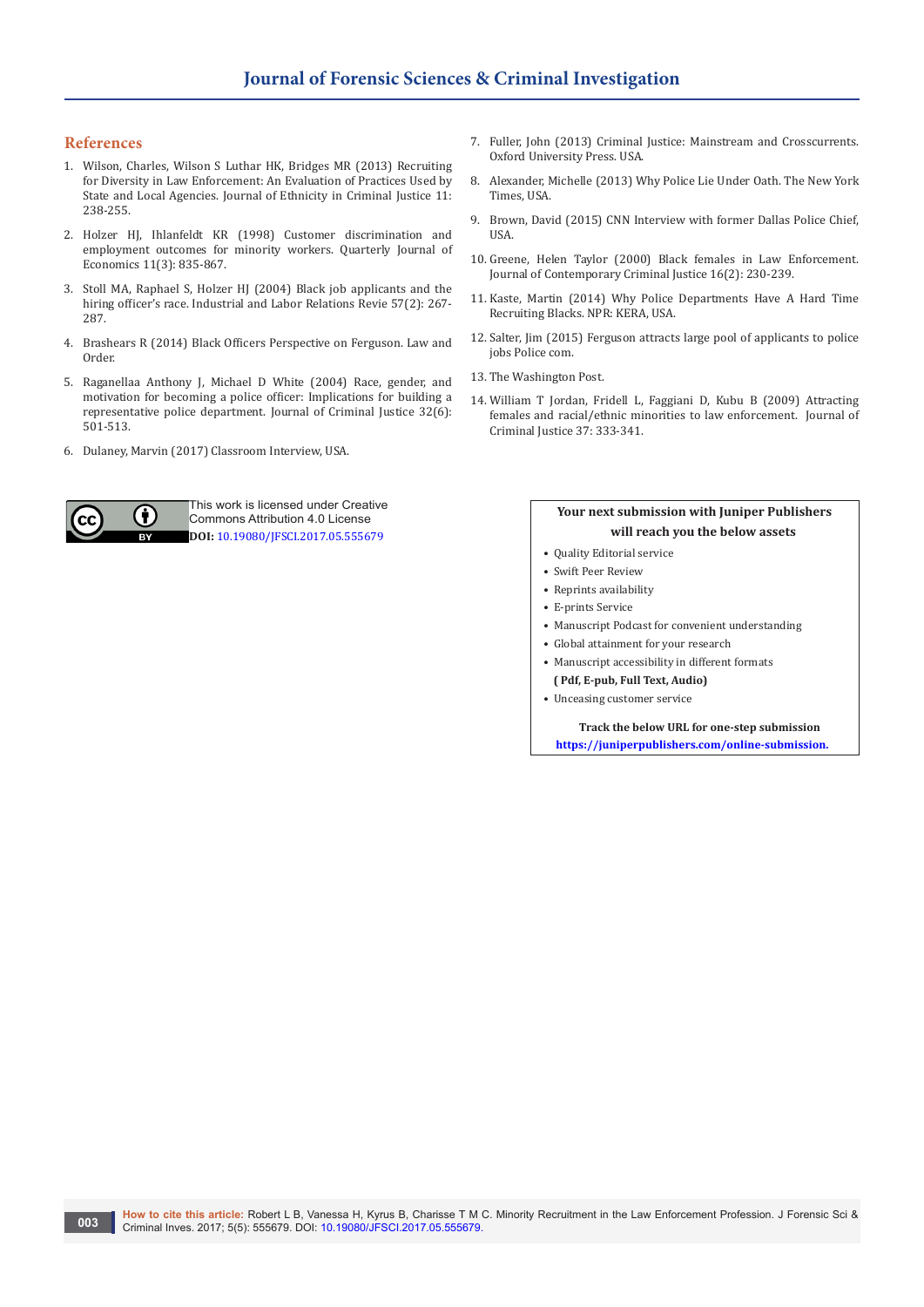## References

1. Wilson, Charles, Wilson S Luthar HK, Bridges MR (2013) Recruiting for Diversity in Law Enforcement: An Evaluation of Practices Used by State and Local Agencies. Journal of Ethnicity in Criminal Justice 11: 238-255.
2. Holzer HJ, Ihlanfeldt KR (1998) Customer discrimination and employment outcomes for minority workers. Quarterly Journal of Economics 11(3): 835-867.
3. Stoll MA, Raphael S, Holzer HJ (2004) Black job applicants and the hiring officer's race. Industrial and Labor Relations Revie 57(2): 267-287.
4. Brashears R (2014) Black Officers Perspective on Ferguson. Law and Order.
5. Raganellaa Anthony J, Michael D White (2004) Race, gender, and motivation for becoming a police officer: Implications for building a representative police department. Journal of Criminal Justice 32(6): 501-513.
6. Dulaney, Marvin (2017) Classroom Interview, USA.
7. Fuller, John (2013) Criminal Justice: Mainstream and Crosscurrents. Oxford University Press. USA.
8. Alexander, Michelle (2013) Why Police Lie Under Oath. The New York Times, USA.
9. Brown, David (2015) CNN Interview with former Dallas Police Chief, USA.
10. Greene, Helen Taylor (2000) Black females in Law Enforcement. Journal of Contemporary Criminal Justice 16(2): 230-239.
11. Kaste, Martin (2014) Why Police Departments Have A Hard Time Recruiting Blacks. NPR: KERA, USA.
12. Salter, Jim (2015) Ferguson attracts large pool of applicants to police jobs Police com.
13. The Washington Post.
14. William T Jordan, Fridell L, Faggiani D, Kubu B (2009) Attracting females and racial/ethnic minorities to law enforcement. Journal of Criminal Justice 37: 333-341.

This work is licensed under Creative Commons Attribution 4.0 License
**DOI:** 10.19080/JFSCI.2017.05.555679

**Your next submission with Juniper Publishers will reach you the below assets**

- Quality Editorial service
- Swift Peer Review
- Reprints availability
- E-prints Service
- Manuscript Podcast for convenient understanding
- Global attainment for your research
- Manuscript accessibility in different formats
  **( Pdf, E-pub, Full Text, Audio)**
- Unceasing customer service

**Track the below URL for one-step submission**
**https://juniperpublishers.com/online-submission.**

**How to cite this article:** Robert L B, Vanessa H, Kyrus B, Charisse T M C. Minority Recruitment in the Law Enforcement Profession. J Forensic Sci & Criminal Inves. 2017; 5(5): 555679. DOI: 10.19080/JFSCI.2017.05.555679.